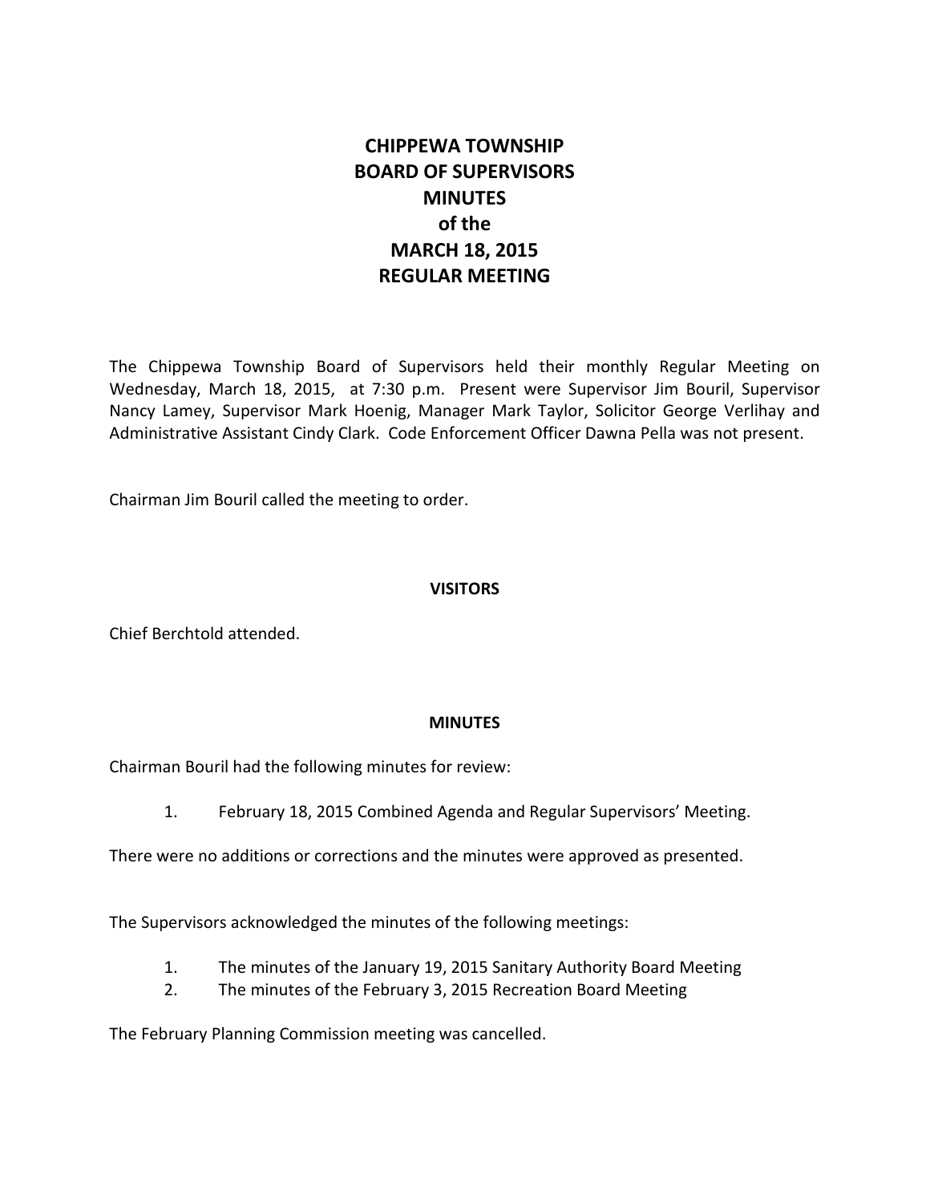# CHIPPEWA TOWNSHIP
# BOARD OF SUPERVISORS
# MINUTES
# of the
# MARCH 18, 2015
# REGULAR MEETING

The Chippewa Township Board of Supervisors held their monthly Regular Meeting on Wednesday, March 18, 2015, at 7:30 p.m. Present were Supervisor Jim Bouril, Supervisor Nancy Lamey, Supervisor Mark Hoenig, Manager Mark Taylor, Solicitor George Verlihay and Administrative Assistant Cindy Clark. Code Enforcement Officer Dawna Pella was not present.

Chairman Jim Bouril called the meeting to order.

**VISITORS**

Chief Berchtold attended.

**MINUTES**

Chairman Bouril had the following minutes for review:

1. February 18, 2015 Combined Agenda and Regular Supervisors' Meeting.

There were no additions or corrections and the minutes were approved as presented.

The Supervisors acknowledged the minutes of the following meetings:

1. The minutes of the January 19, 2015 Sanitary Authority Board Meeting
2. The minutes of the February 3, 2015 Recreation Board Meeting

The February Planning Commission meeting was cancelled.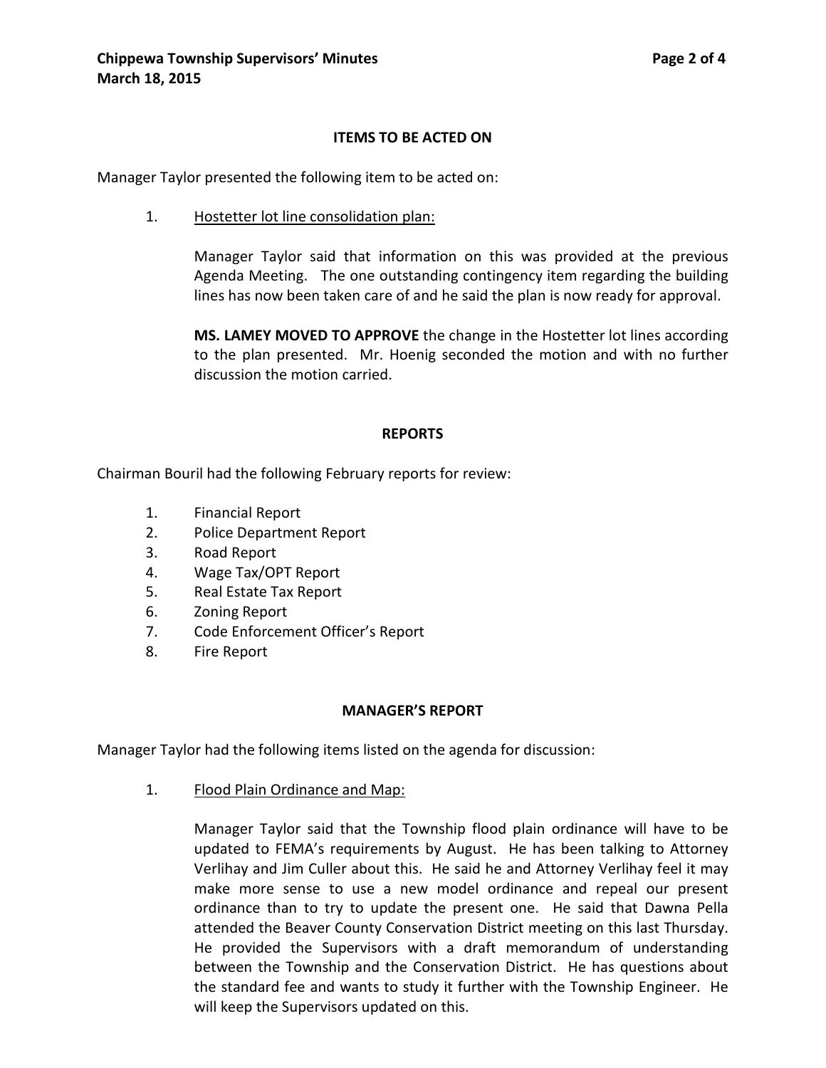## ITEMS TO BE ACTED ON

Manager Taylor presented the following item to be acted on:

1. Hostetter lot line consolidation plan:

   Manager Taylor said that information on this was provided at the previous Agenda Meeting. The one outstanding contingency item regarding the building lines has now been taken care of and he said the plan is now ready for approval.

   **MS. LAMEY MOVED TO APPROVE** the change in the Hostetter lot lines according to the plan presented. Mr. Hoenig seconded the motion and with no further discussion the motion carried.

## REPORTS

Chairman Bouril had the following February reports for review:

1. Financial Report
2. Police Department Report
3. Road Report
4. Wage Tax/OPT Report
5. Real Estate Tax Report
6. Zoning Report
7. Code Enforcement Officer's Report
8. Fire Report

## MANAGER'S REPORT

Manager Taylor had the following items listed on the agenda for discussion:

1. Flood Plain Ordinance and Map:

   Manager Taylor said that the Township flood plain ordinance will have to be updated to FEMA's requirements by August. He has been talking to Attorney Verlihay and Jim Culler about this. He said he and Attorney Verlihay feel it may make more sense to use a new model ordinance and repeal our present ordinance than to try to update the present one. He said that Dawna Pella attended the Beaver County Conservation District meeting on this last Thursday. He provided the Supervisors with a draft memorandum of understanding between the Township and the Conservation District. He has questions about the standard fee and wants to study it further with the Township Engineer. He will keep the Supervisors updated on this.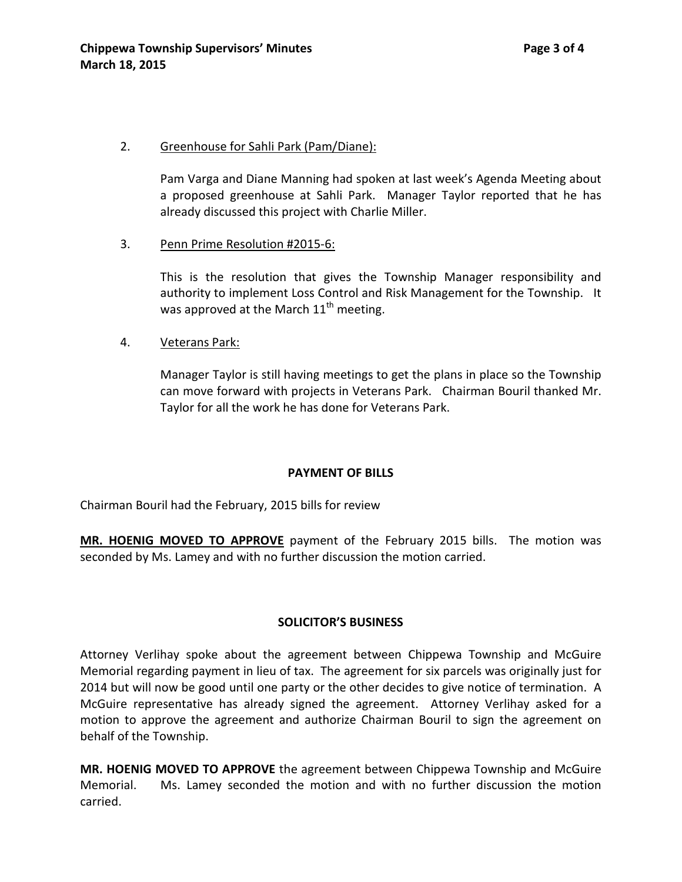2. Greenhouse for Sahli Park (Pam/Diane):

   Pam Varga and Diane Manning had spoken at last week's Agenda Meeting about a proposed greenhouse at Sahli Park. Manager Taylor reported that he has already discussed this project with Charlie Miller.

3. Penn Prime Resolution #2015-6:

   This is the resolution that gives the Township Manager responsibility and authority to implement Loss Control and Risk Management for the Township. It was approved at the March 11th meeting.

4. Veterans Park:

   Manager Taylor is still having meetings to get the plans in place so the Township can move forward with projects in Veterans Park. Chairman Bouril thanked Mr. Taylor for all the work he has done for Veterans Park.

## PAYMENT OF BILLS

Chairman Bouril had the February, 2015 bills for review

**MR. HOENIG MOVED TO APPROVE** payment of the February 2015 bills. The motion was seconded by Ms. Lamey and with no further discussion the motion carried.

## SOLICITOR'S BUSINESS

Attorney Verlihay spoke about the agreement between Chippewa Township and McGuire Memorial regarding payment in lieu of tax. The agreement for six parcels was originally just for 2014 but will now be good until one party or the other decides to give notice of termination. A McGuire representative has already signed the agreement. Attorney Verlihay asked for a motion to approve the agreement and authorize Chairman Bouril to sign the agreement on behalf of the Township.

**MR. HOENIG MOVED TO APPROVE** the agreement between Chippewa Township and McGuire Memorial. Ms. Lamey seconded the motion and with no further discussion the motion carried.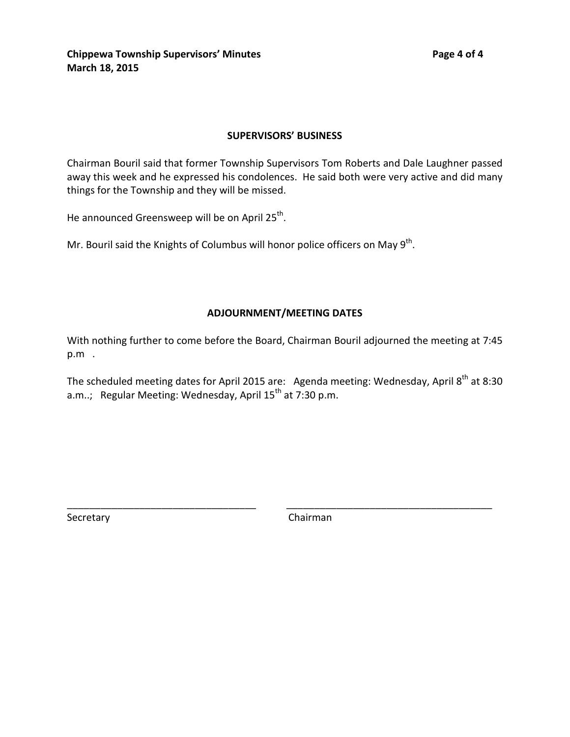## SUPERVISORS' BUSINESS

Chairman Bouril said that former Township Supervisors Tom Roberts and Dale Laughner passed away this week and he expressed his condolences. He said both were very active and did many things for the Township and they will be missed.

He announced Greensweep will be on April 25th.

Mr. Bouril said the Knights of Columbus will honor police officers on May 9th.

## ADJOURNMENT/MEETING DATES

With nothing further to come before the Board, Chairman Bouril adjourned the meeting at 7:45 p.m .

The scheduled meeting dates for April 2015 are: Agenda meeting: Wednesday, April 8th at 8:30 a.m..; Regular Meeting: Wednesday, April 15th at 7:30 p.m.

\_\_\_\_\_\_\_\_\_\_\_\_\_\_\_\_\_\_\_\_\_\_\_\_\_\_\_\_\_\_\_\_\_\_ \_\_\_\_\_\_\_\_\_\_\_\_\_\_\_\_\_\_\_\_\_\_\_\_\_\_\_\_\_\_\_\_\_\_\_\_\_

Secretary Chairman